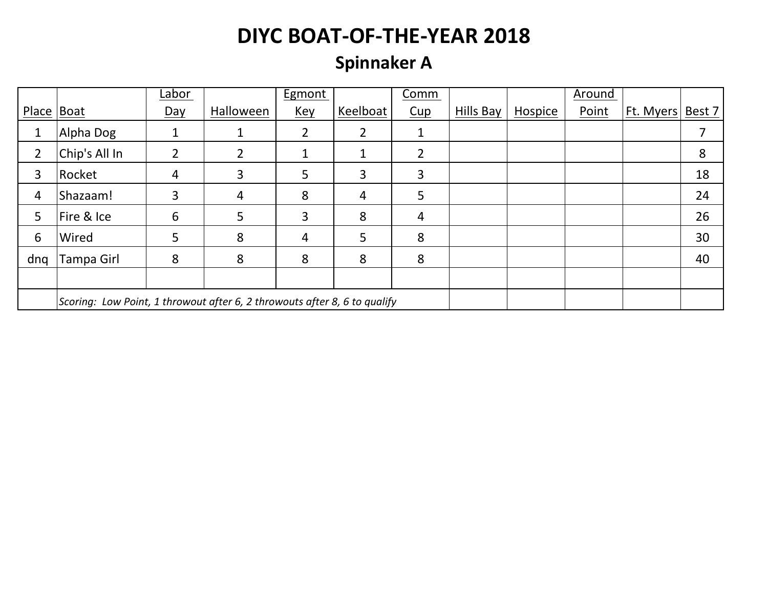# DIYC BOAT-OF-THE-YEAR 2018

## Spinnaker A

| Place | Boat | Labor Day | Halloween | Egmont Key | Keelboat | Comm Cup | Hills Bay | Hospice | Around Point | Ft. Myers | Best 7 |
|---|---|---|---|---|---|---|---|---|---|---|---|
| 1 | Alpha Dog | 1 | 1 | 2 | 2 | 1 | | | | | 7 |
| 2 | Chip's All In | 2 | 2 | 1 | 1 | 2 | | | | | 8 |
| 3 | Rocket | 4 | 3 | 5 | 3 | 3 | | | | | 18 |
| 4 | Shazaam! | 3 | 4 | 8 | 4 | 5 | | | | | 24 |
| 5 | Fire & Ice | 6 | 5 | 3 | 8 | 4 | | | | | 26 |
| 6 | Wired | 5 | 8 | 4 | 5 | 8 | | | | | 30 |
| dnq | Tampa Girl | 8 | 8 | 8 | 8 | 8 | | | | | 40 |
| | | | | | | | | | | | |
| | *Scoring: Low Point, 1 throwout after 6, 2 throwouts after 8, 6 to qualify* | | | | | | | | | | |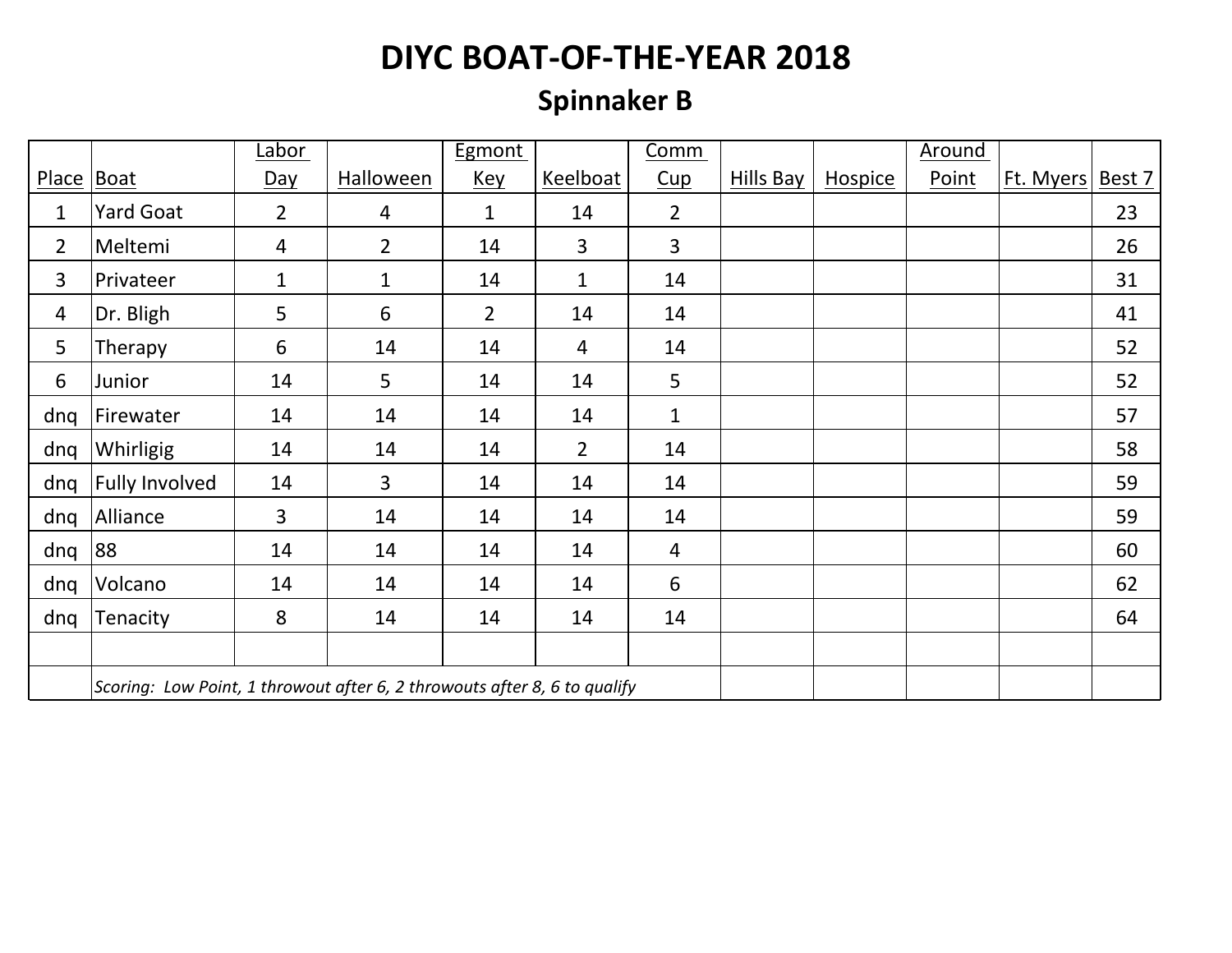# DIYC BOAT-OF-THE-YEAR 2018

## Spinnaker B

| Place | Boat | Labor Day | Halloween | Egmont Key | Keelboat | Comm Cup | Hills Bay | Hospice | Around Point | Ft. Myers | Best 7 |
|---|---|---|---|---|---|---|---|---|---|---|---|
| 1 | Yard Goat | 2 | 4 | 1 | 14 | 2 | | | | | 23 |
| 2 | Meltemi | 4 | 2 | 14 | 3 | 3 | | | | | 26 |
| 3 | Privateer | 1 | 1 | 14 | 1 | 14 | | | | | 31 |
| 4 | Dr. Bligh | 5 | 6 | 2 | 14 | 14 | | | | | 41 |
| 5 | Therapy | 6 | 14 | 14 | 4 | 14 | | | | | 52 |
| 6 | Junior | 14 | 5 | 14 | 14 | 5 | | | | | 52 |
| dnq | Firewater | 14 | 14 | 14 | 14 | 1 | | | | | 57 |
| dnq | Whirligig | 14 | 14 | 14 | 2 | 14 | | | | | 58 |
| dnq | Fully Involved | 14 | 3 | 14 | 14 | 14 | | | | | 59 |
| dnq | Alliance | 3 | 14 | 14 | 14 | 14 | | | | | 59 |
| dnq | 88 | 14 | 14 | 14 | 14 | 4 | | | | | 60 |
| dnq | Volcano | 14 | 14 | 14 | 14 | 6 | | | | | 62 |
| dnq | Tenacity | 8 | 14 | 14 | 14 | 14 | | | | | 64 |
| | | | | | | | | | | | |
| | *Scoring: Low Point, 1 throwout after 6, 2 throwouts after 8, 6 to qualify* | | | | | | | | | | |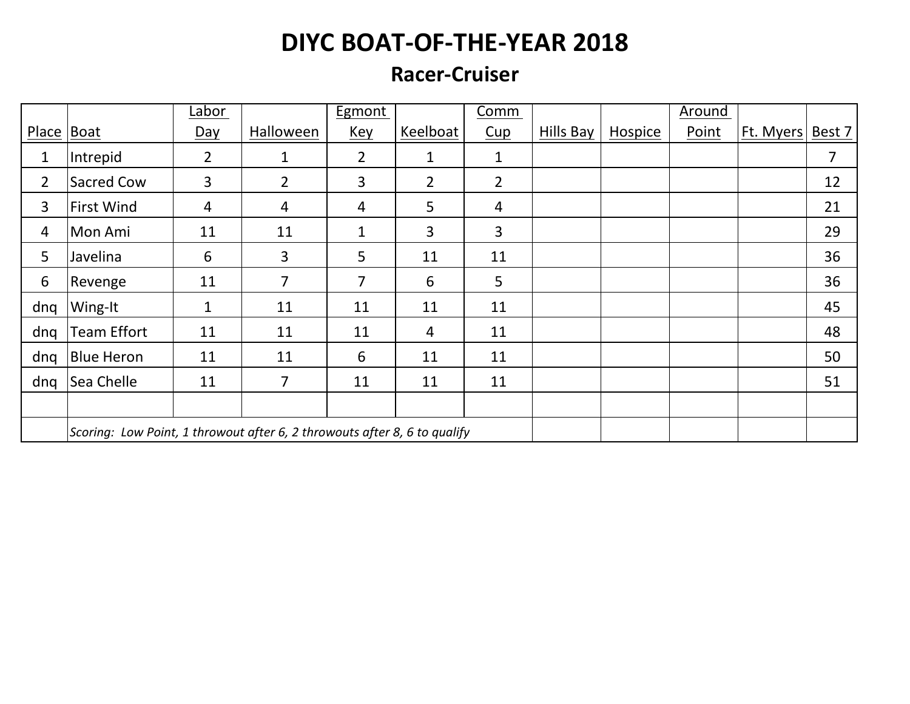# DIYC BOAT-OF-THE-YEAR 2018

## Racer-Cruiser

| Place | Boat | Labor Day | Halloween | Egmont Key | Keelboat | Comm Cup | Hills Bay | Hospice | Around Point | Ft. Myers | Best 7 |
|---|---|---|---|---|---|---|---|---|---|---|---|
| 1 | Intrepid | 2 | 1 | 2 | 1 | 1 | | | | | 7 |
| 2 | Sacred Cow | 3 | 2 | 3 | 2 | 2 | | | | | 12 |
| 3 | First Wind | 4 | 4 | 4 | 5 | 4 | | | | | 21 |
| 4 | Mon Ami | 11 | 11 | 1 | 3 | 3 | | | | | 29 |
| 5 | Javelina | 6 | 3 | 5 | 11 | 11 | | | | | 36 |
| 6 | Revenge | 11 | 7 | 7 | 6 | 5 | | | | | 36 |
| dnq | Wing-It | 1 | 11 | 11 | 11 | 11 | | | | | 45 |
| dnq | Team Effort | 11 | 11 | 11 | 4 | 11 | | | | | 48 |
| dnq | Blue Heron | 11 | 11 | 6 | 11 | 11 | | | | | 50 |
| dnq | Sea Chelle | 11 | 7 | 11 | 11 | 11 | | | | | 51 |
| | | | | | | | | | | | |
| | *Scoring: Low Point, 1 throwout after 6, 2 throwouts after 8, 6 to qualify* | | | | | | | | | | |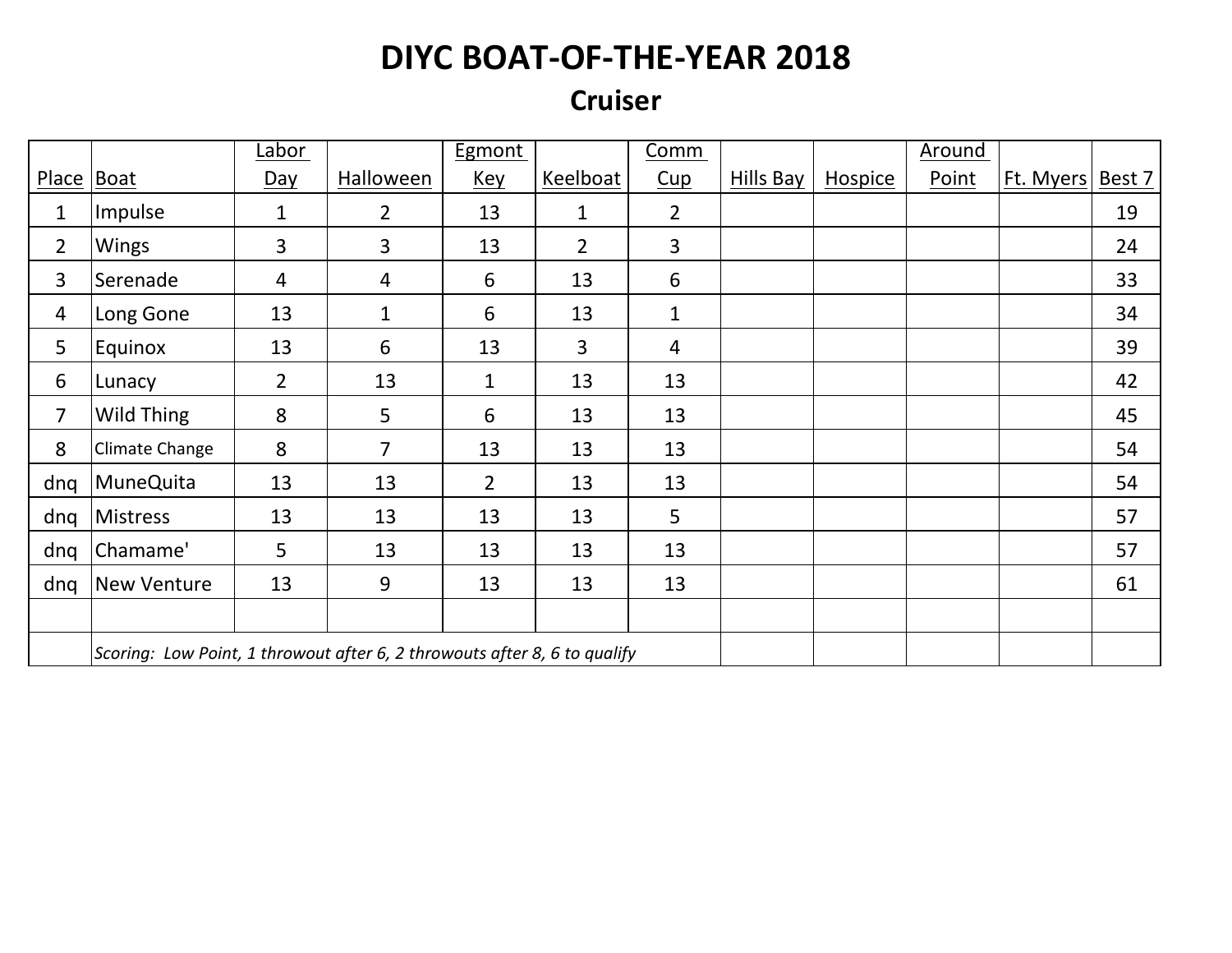# DIYC BOAT-OF-THE-YEAR 2018

## Cruiser

| Place | Boat | Labor Day | Halloween | Egmont Key | Keelboat | Comm Cup | Hills Bay | Hospice | Around Point | Ft. Myers | Best 7 |
|---|---|---|---|---|---|---|---|---|---|---|---|
| 1 | Impulse | 1 | 2 | 13 | 1 | 2 | | | | | 19 |
| 2 | Wings | 3 | 3 | 13 | 2 | 3 | | | | | 24 |
| 3 | Serenade | 4 | 4 | 6 | 13 | 6 | | | | | 33 |
| 4 | Long Gone | 13 | 1 | 6 | 13 | 1 | | | | | 34 |
| 5 | Equinox | 13 | 6 | 13 | 3 | 4 | | | | | 39 |
| 6 | Lunacy | 2 | 13 | 1 | 13 | 13 | | | | | 42 |
| 7 | Wild Thing | 8 | 5 | 6 | 13 | 13 | | | | | 45 |
| 8 | Climate Change | 8 | 7 | 13 | 13 | 13 | | | | | 54 |
| dnq | MuneQuita | 13 | 13 | 2 | 13 | 13 | | | | | 54 |
| dnq | Mistress | 13 | 13 | 13 | 13 | 5 | | | | | 57 |
| dnq | Chamame' | 5 | 13 | 13 | 13 | 13 | | | | | 57 |
| dnq | New Venture | 13 | 9 | 13 | 13 | 13 | | | | | 61 |
| | | | | | | | | | | | |
| | *Scoring: Low Point, 1 throwout after 6, 2 throwouts after 8, 6 to qualify* | | | | | | | | | | |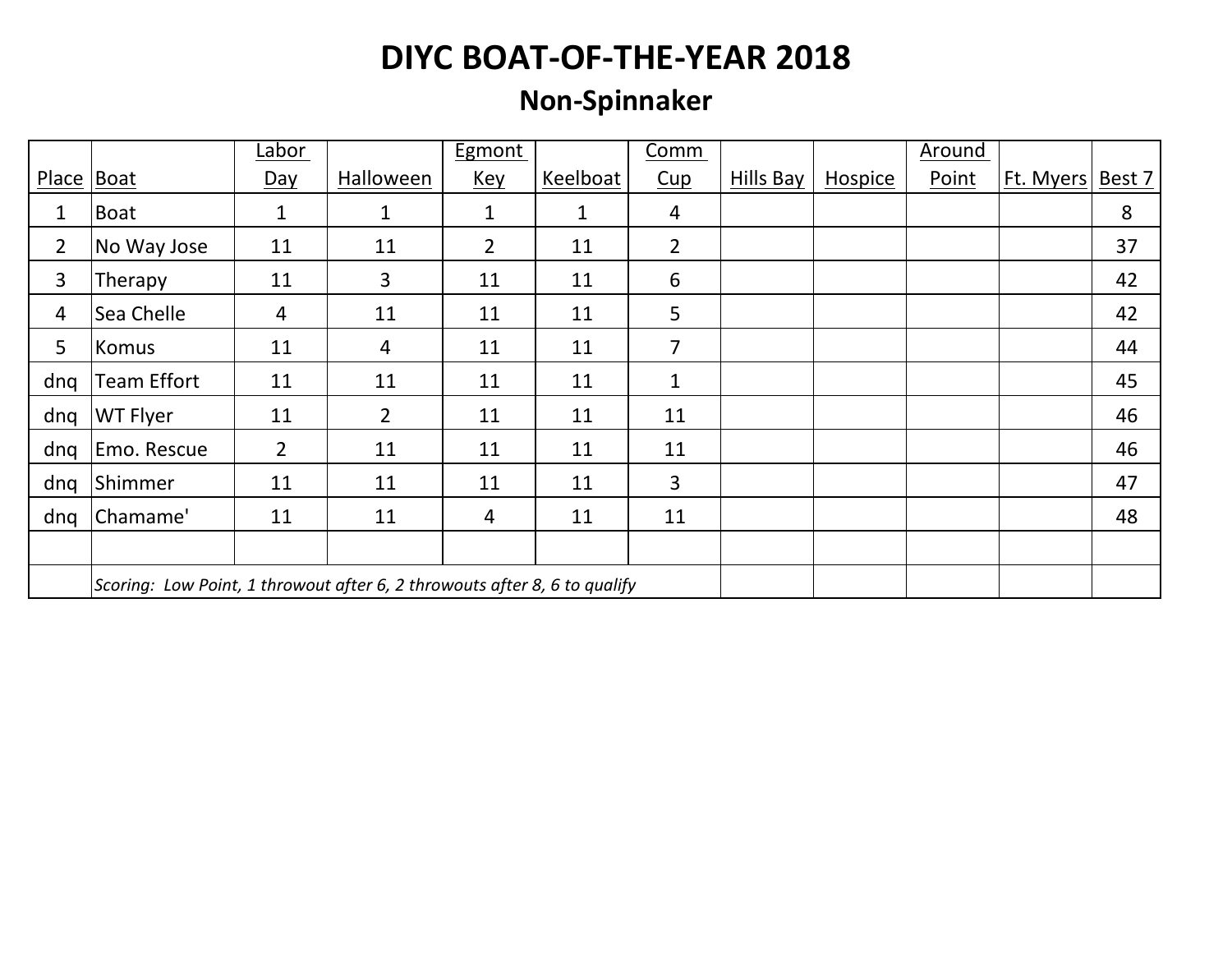# DIYC BOAT-OF-THE-YEAR 2018

## Non-Spinnaker

| Place | Boat | Labor Day | Halloween | Egmont Key | Keelboat | Comm Cup | Hills Bay | Hospice | Around Point | Ft. Myers | Best 7 |
|---|---|---|---|---|---|---|---|---|---|---|---|
| 1 | Boat | 1 | 1 | 1 | 1 | 4 | | | | | 8 |
| 2 | No Way Jose | 11 | 11 | 2 | 11 | 2 | | | | | 37 |
| 3 | Therapy | 11 | 3 | 11 | 11 | 6 | | | | | 42 |
| 4 | Sea Chelle | 4 | 11 | 11 | 11 | 5 | | | | | 42 |
| 5 | Komus | 11 | 4 | 11 | 11 | 7 | | | | | 44 |
| dnq | Team Effort | 11 | 11 | 11 | 11 | 1 | | | | | 45 |
| dnq | WT Flyer | 11 | 2 | 11 | 11 | 11 | | | | | 46 |
| dnq | Emo. Rescue | 2 | 11 | 11 | 11 | 11 | | | | | 46 |
| dnq | Shimmer | 11 | 11 | 11 | 11 | 3 | | | | | 47 |
| dnq | Chamame' | 11 | 11 | 4 | 11 | 11 | | | | | 48 |
| | | | | | | | | | | | |
| | *Scoring: Low Point, 1 throwout after 6, 2 throwouts after 8, 6 to qualify* | | | | | | | | | | |